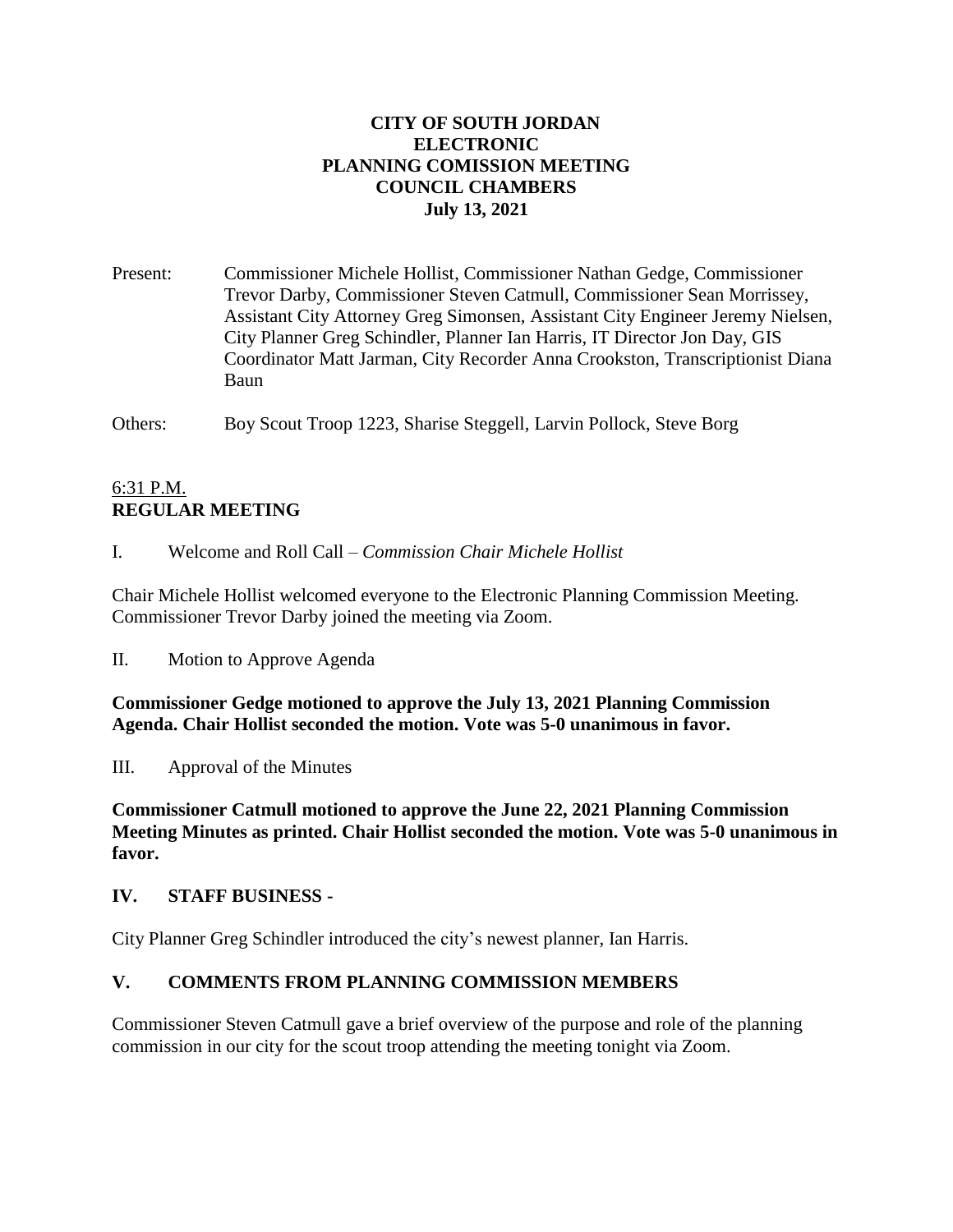# CITY OF SOUTH JORDAN
# ELECTRONIC
# PLANNING COMISSION MEETING
# COUNCIL CHAMBERS
# July 13, 2021

Present: Commissioner Michele Hollist, Commissioner Nathan Gedge, Commissioner Trevor Darby, Commissioner Steven Catmull, Commissioner Sean Morrissey, Assistant City Attorney Greg Simonsen, Assistant City Engineer Jeremy Nielsen, City Planner Greg Schindler, Planner Ian Harris, IT Director Jon Day, GIS Coordinator Matt Jarman, City Recorder Anna Crookston, Transcriptionist Diana Baun

Others: Boy Scout Troop 1223, Sharise Steggell, Larvin Pollock, Steve Borg

6:31 P.M.
**REGULAR MEETING**

I. Welcome and Roll Call – *Commission Chair Michele Hollist*

Chair Michele Hollist welcomed everyone to the Electronic Planning Commission Meeting. Commissioner Trevor Darby joined the meeting via Zoom.

II. Motion to Approve Agenda

**Commissioner Gedge motioned to approve the July 13, 2021 Planning Commission Agenda. Chair Hollist seconded the motion. Vote was 5-0 unanimous in favor.**

III. Approval of the Minutes

**Commissioner Catmull motioned to approve the June 22, 2021 Planning Commission Meeting Minutes as printed. Chair Hollist seconded the motion. Vote was 5-0 unanimous in favor.**

## IV. STAFF BUSINESS -

City Planner Greg Schindler introduced the city's newest planner, Ian Harris.

## V. COMMENTS FROM PLANNING COMMISSION MEMBERS

Commissioner Steven Catmull gave a brief overview of the purpose and role of the planning commission in our city for the scout troop attending the meeting tonight via Zoom.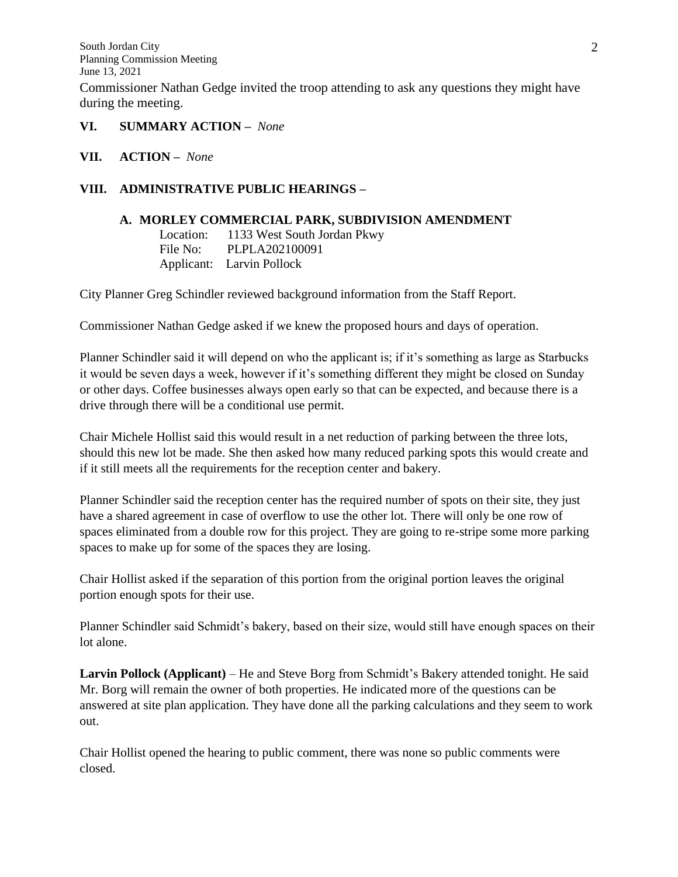Commissioner Nathan Gedge invited the troop attending to ask any questions they might have during the meeting.

**VI. SUMMARY ACTION –** *None*

**VII. ACTION –** *None*

**VIII. ADMINISTRATIVE PUBLIC HEARINGS –**

**A. MORLEY COMMERCIAL PARK, SUBDIVISION AMENDMENT**

Location: 1133 West South Jordan Pkwy
File No: PLPLA202100091
Applicant: Larvin Pollock

City Planner Greg Schindler reviewed background information from the Staff Report.

Commissioner Nathan Gedge asked if we knew the proposed hours and days of operation.

Planner Schindler said it will depend on who the applicant is; if it's something as large as Starbucks it would be seven days a week, however if it's something different they might be closed on Sunday or other days. Coffee businesses always open early so that can be expected, and because there is a drive through there will be a conditional use permit.

Chair Michele Hollist said this would result in a net reduction of parking between the three lots, should this new lot be made. She then asked how many reduced parking spots this would create and if it still meets all the requirements for the reception center and bakery.

Planner Schindler said the reception center has the required number of spots on their site, they just have a shared agreement in case of overflow to use the other lot. There will only be one row of spaces eliminated from a double row for this project. They are going to re-stripe some more parking spaces to make up for some of the spaces they are losing.

Chair Hollist asked if the separation of this portion from the original portion leaves the original portion enough spots for their use.

Planner Schindler said Schmidt's bakery, based on their size, would still have enough spaces on their lot alone.

**Larvin Pollock (Applicant)** – He and Steve Borg from Schmidt's Bakery attended tonight. He said Mr. Borg will remain the owner of both properties. He indicated more of the questions can be answered at site plan application. They have done all the parking calculations and they seem to work out.

Chair Hollist opened the hearing to public comment, there was none so public comments were closed.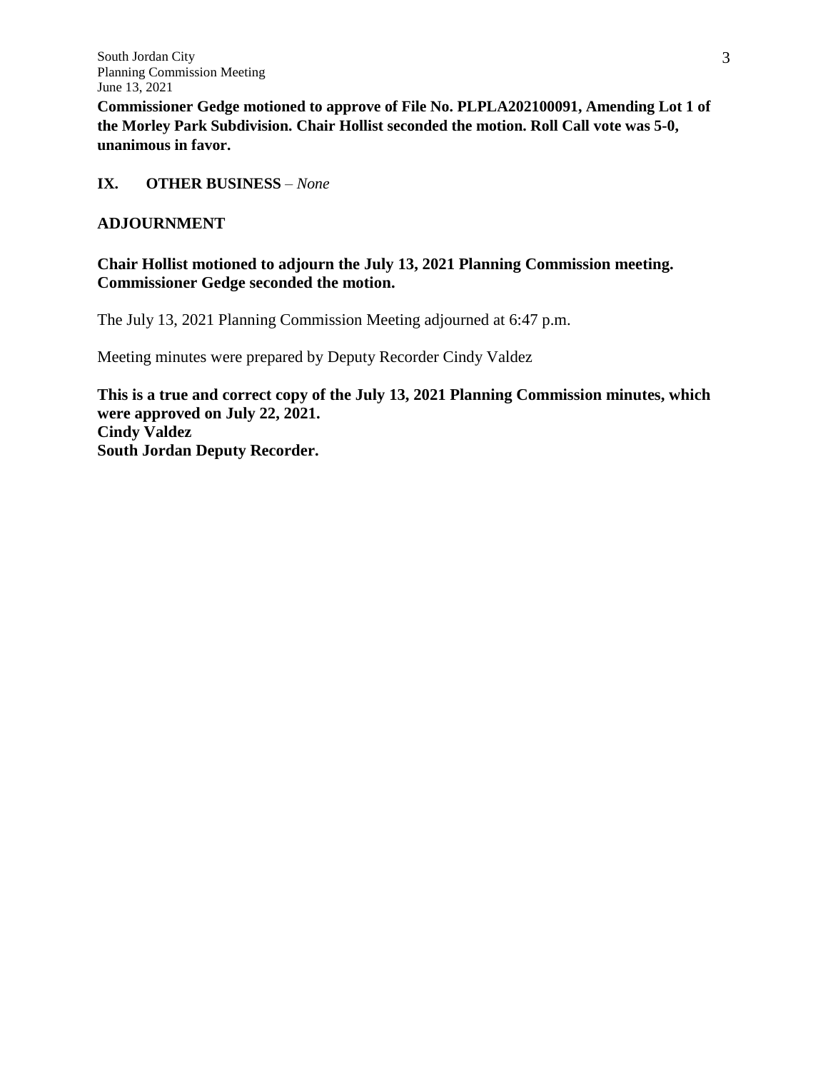**Commissioner Gedge motioned to approve of File No. PLPLA202100091, Amending Lot 1 of the Morley Park Subdivision. Chair Hollist seconded the motion. Roll Call vote was 5-0, unanimous in favor.**

## IX. OTHER BUSINESS – *None*

## ADJOURNMENT

**Chair Hollist motioned to adjourn the July 13, 2021 Planning Commission meeting. Commissioner Gedge seconded the motion.**

The July 13, 2021 Planning Commission Meeting adjourned at 6:47 p.m.

Meeting minutes were prepared by Deputy Recorder Cindy Valdez

**This is a true and correct copy of the July 13, 2021 Planning Commission minutes, which were approved on July 22, 2021.**
**Cindy Valdez**
**South Jordan Deputy Recorder.**